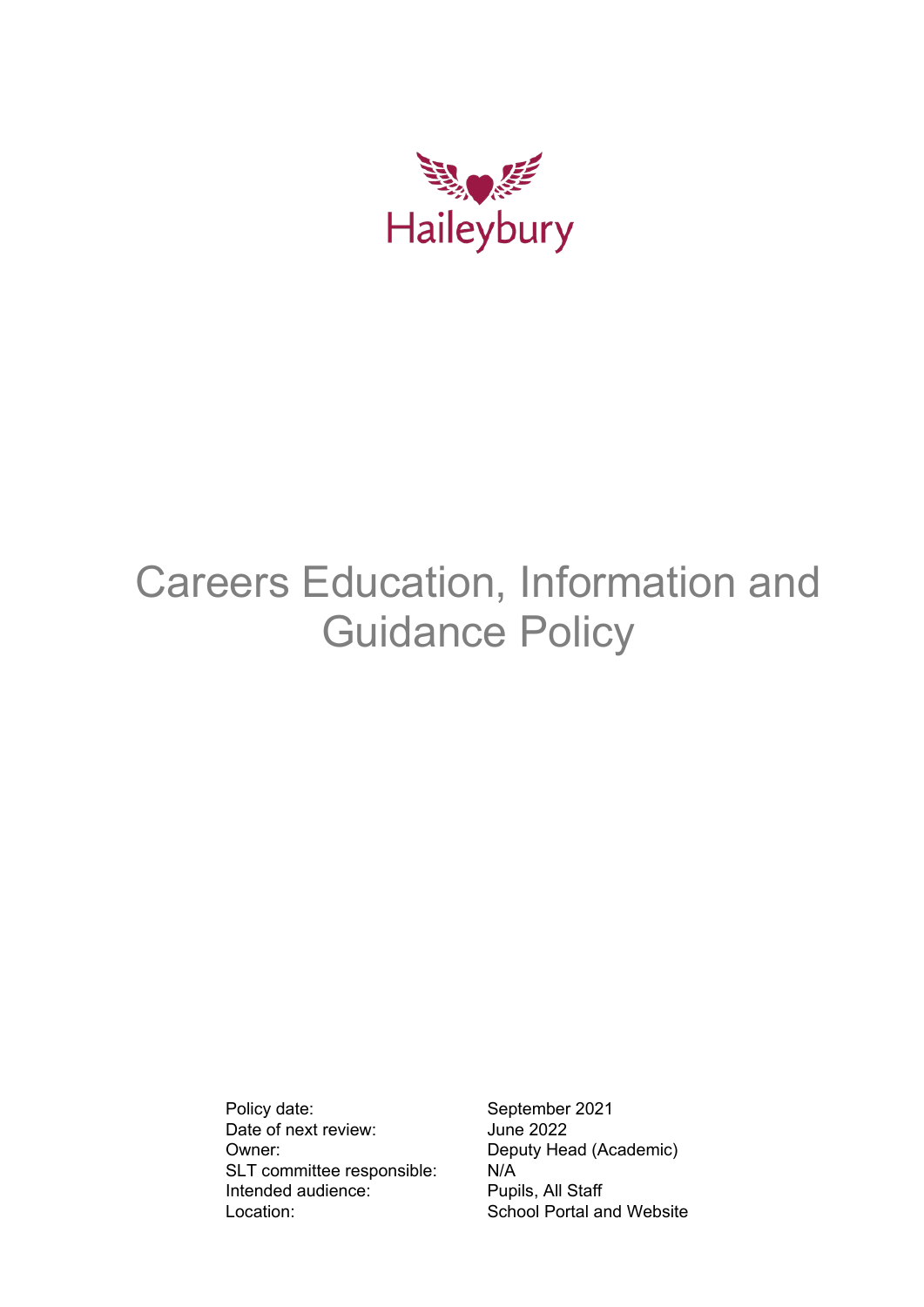Haileybury

# Careers Education, Information and Guidance Policy

| | |
|---|---|
| Policy date: | September 2021 |
| Date of next review: | June 2022 |
| Owner: | Deputy Head (Academic) |
| SLT committee responsible: | N/A |
| Intended audience: | Pupils, All Staff |
| Location: | School Portal and Website |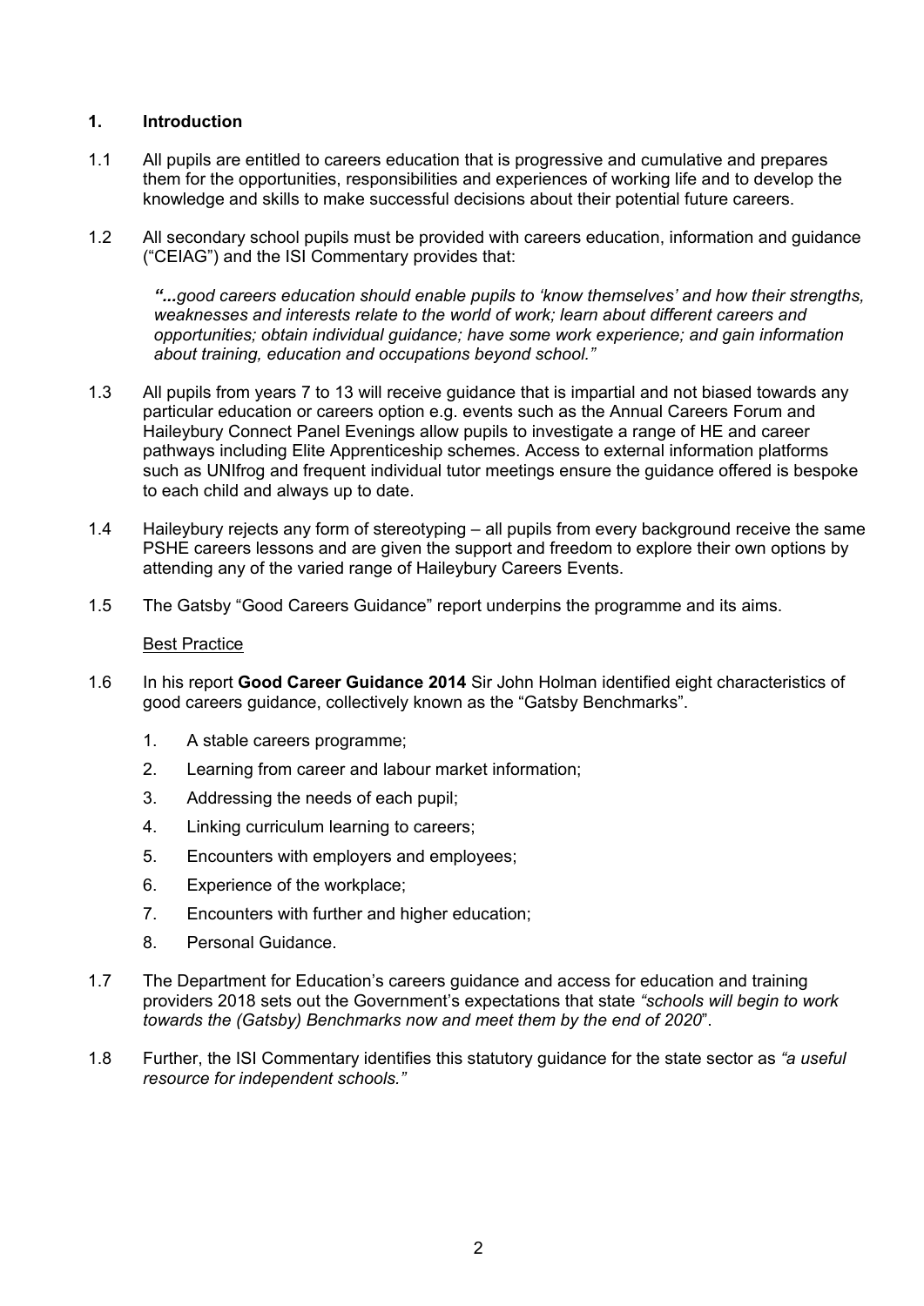## 1. Introduction

1.1 All pupils are entitled to careers education that is progressive and cumulative and prepares them for the opportunities, responsibilities and experiences of working life and to develop the knowledge and skills to make successful decisions about their potential future careers.

1.2 All secondary school pupils must be provided with careers education, information and guidance ("CEIAG") and the ISI Commentary provides that:

> ***"...**good careers education should enable pupils to 'know themselves' and how their strengths, weaknesses and interests relate to the world of work; learn about different careers and opportunities; obtain individual guidance; have some work experience; and gain information about training, education and occupations beyond school."*

1.3 All pupils from years 7 to 13 will receive guidance that is impartial and not biased towards any particular education or careers option e.g. events such as the Annual Careers Forum and Haileybury Connect Panel Evenings allow pupils to investigate a range of HE and career pathways including Elite Apprenticeship schemes. Access to external information platforms such as UNIfrog and frequent individual tutor meetings ensure the guidance offered is bespoke to each child and always up to date.

1.4 Haileybury rejects any form of stereotyping – all pupils from every background receive the same PSHE careers lessons and are given the support and freedom to explore their own options by attending any of the varied range of Haileybury Careers Events.

1.5 The Gatsby "Good Careers Guidance" report underpins the programme and its aims.

### Best Practice

1.6 In his report **Good Career Guidance 2014** Sir John Holman identified eight characteristics of good careers guidance, collectively known as the "Gatsby Benchmarks".

1. A stable careers programme;
2. Learning from career and labour market information;
3. Addressing the needs of each pupil;
4. Linking curriculum learning to careers;
5. Encounters with employers and employees;
6. Experience of the workplace;
7. Encounters with further and higher education;
8. Personal Guidance.

1.7 The Department for Education's careers guidance and access for education and training providers 2018 sets out the Government's expectations that state *"schools will begin to work towards the (Gatsby) Benchmarks now and meet them by the end of 2020*".

1.8 Further, the ISI Commentary identifies this statutory guidance for the state sector as *"a useful resource for independent schools."*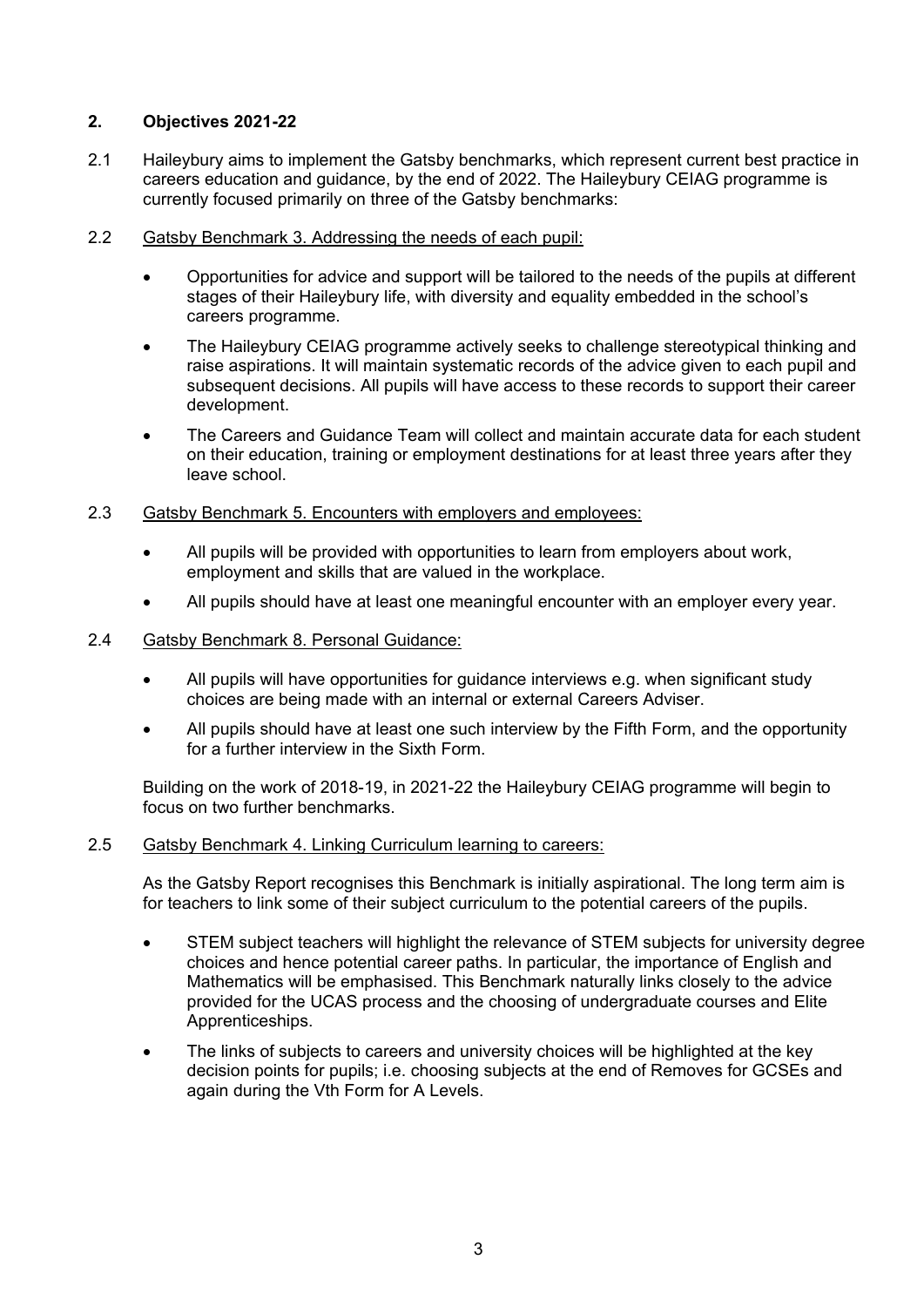## 2. Objectives 2021-22

2.1 Haileybury aims to implement the Gatsby benchmarks, which represent current best practice in careers education and guidance, by the end of 2022. The Haileybury CEIAG programme is currently focused primarily on three of the Gatsby benchmarks:

2.2 <u>Gatsby Benchmark 3. Addressing the needs of each pupil:</u>

- Opportunities for advice and support will be tailored to the needs of the pupils at different stages of their Haileybury life, with diversity and equality embedded in the school's careers programme.
- The Haileybury CEIAG programme actively seeks to challenge stereotypical thinking and raise aspirations. It will maintain systematic records of the advice given to each pupil and subsequent decisions. All pupils will have access to these records to support their career development.
- The Careers and Guidance Team will collect and maintain accurate data for each student on their education, training or employment destinations for at least three years after they leave school.

2.3 <u>Gatsby Benchmark 5. Encounters with employers and employees:</u>

- All pupils will be provided with opportunities to learn from employers about work, employment and skills that are valued in the workplace.
- All pupils should have at least one meaningful encounter with an employer every year.

2.4 <u>Gatsby Benchmark 8. Personal Guidance:</u>

- All pupils will have opportunities for guidance interviews e.g. when significant study choices are being made with an internal or external Careers Adviser.
- All pupils should have at least one such interview by the Fifth Form, and the opportunity for a further interview in the Sixth Form.

Building on the work of 2018-19, in 2021-22 the Haileybury CEIAG programme will begin to focus on two further benchmarks.

2.5 <u>Gatsby Benchmark 4. Linking Curriculum learning to careers:</u>

As the Gatsby Report recognises this Benchmark is initially aspirational. The long term aim is for teachers to link some of their subject curriculum to the potential careers of the pupils.

- STEM subject teachers will highlight the relevance of STEM subjects for university degree choices and hence potential career paths. In particular, the importance of English and Mathematics will be emphasised. This Benchmark naturally links closely to the advice provided for the UCAS process and the choosing of undergraduate courses and Elite Apprenticeships.
- The links of subjects to careers and university choices will be highlighted at the key decision points for pupils; i.e. choosing subjects at the end of Removes for GCSEs and again during the Vth Form for A Levels.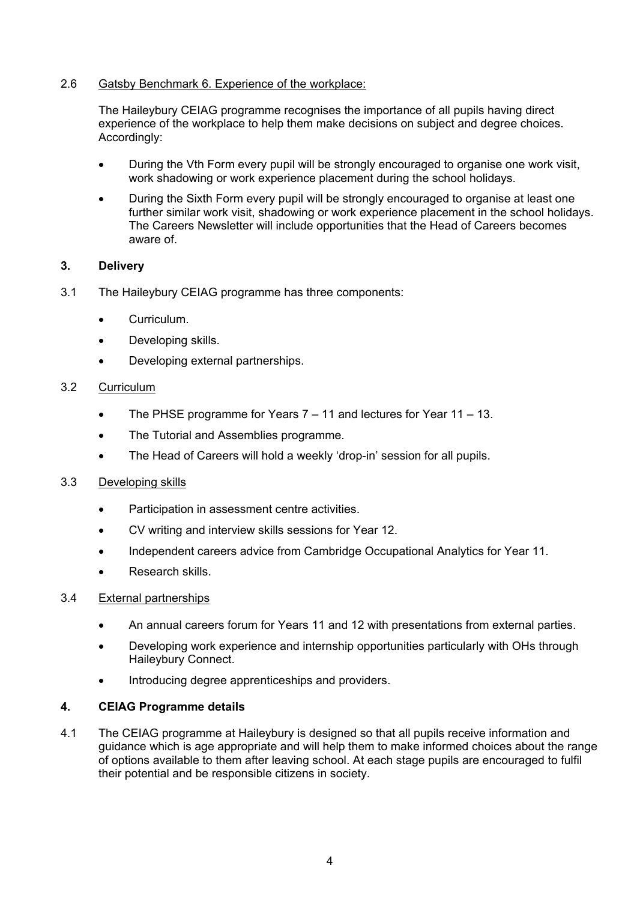2.6 Gatsby Benchmark 6. Experience of the workplace:

The Haileybury CEIAG programme recognises the importance of all pupils having direct experience of the workplace to help them make decisions on subject and degree choices. Accordingly:

- During the Vth Form every pupil will be strongly encouraged to organise one work visit, work shadowing or work experience placement during the school holidays.
- During the Sixth Form every pupil will be strongly encouraged to organise at least one further similar work visit, shadowing or work experience placement in the school holidays. The Careers Newsletter will include opportunities that the Head of Careers becomes aware of.

## 3. Delivery

3.1 The Haileybury CEIAG programme has three components:

- Curriculum.
- Developing skills.
- Developing external partnerships.

3.2 Curriculum

- The PHSE programme for Years 7 – 11 and lectures for Year 11 – 13.
- The Tutorial and Assemblies programme.
- The Head of Careers will hold a weekly 'drop-in' session for all pupils.

3.3 Developing skills

- Participation in assessment centre activities.
- CV writing and interview skills sessions for Year 12.
- Independent careers advice from Cambridge Occupational Analytics for Year 11.
- Research skills.

3.4 External partnerships

- An annual careers forum for Years 11 and 12 with presentations from external parties.
- Developing work experience and internship opportunities particularly with OHs through Haileybury Connect.
- Introducing degree apprenticeships and providers.

## 4. CEIAG Programme details

4.1 The CEIAG programme at Haileybury is designed so that all pupils receive information and guidance which is age appropriate and will help them to make informed choices about the range of options available to them after leaving school. At each stage pupils are encouraged to fulfil their potential and be responsible citizens in society.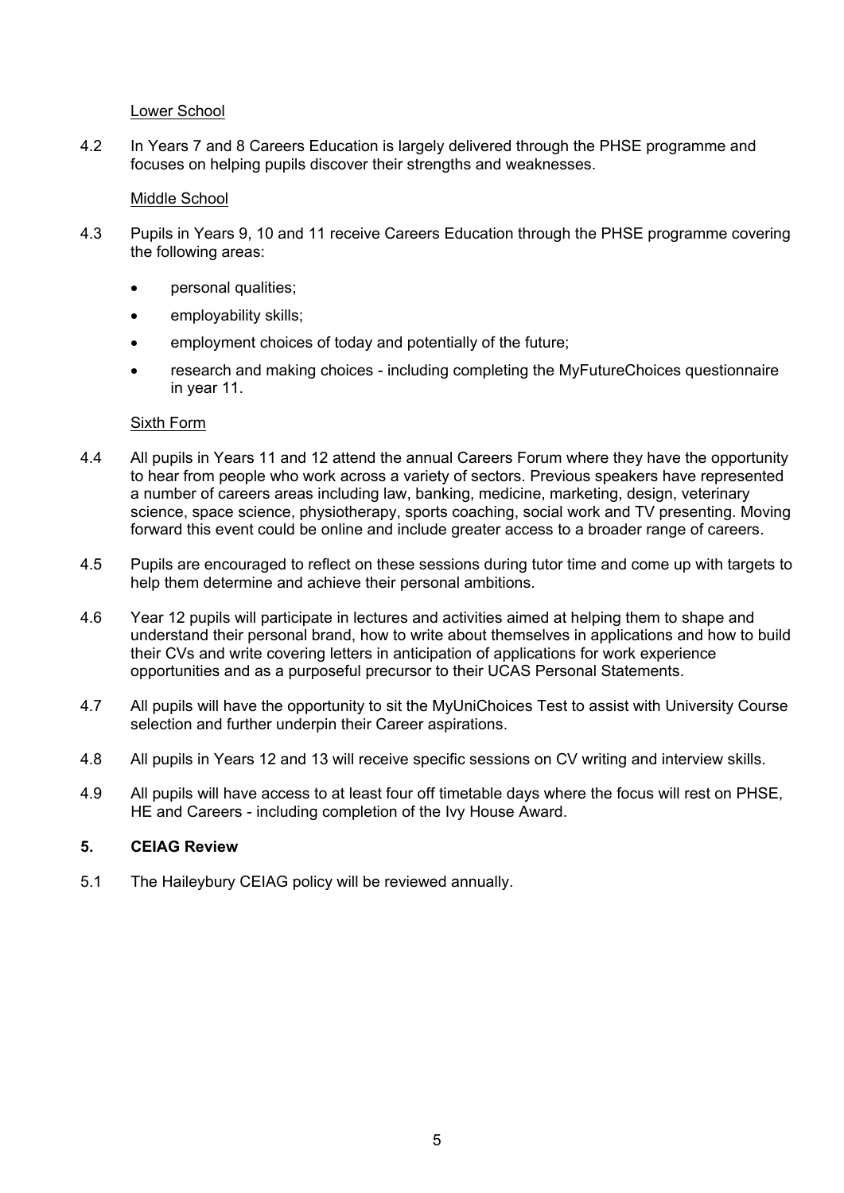Lower School

4.2 In Years 7 and 8 Careers Education is largely delivered through the PHSE programme and focuses on helping pupils discover their strengths and weaknesses.

Middle School

4.3 Pupils in Years 9, 10 and 11 receive Careers Education through the PHSE programme covering the following areas:

- personal qualities;
- employability skills;
- employment choices of today and potentially of the future;
- research and making choices - including completing the MyFutureChoices questionnaire in year 11.

Sixth Form

4.4 All pupils in Years 11 and 12 attend the annual Careers Forum where they have the opportunity to hear from people who work across a variety of sectors. Previous speakers have represented a number of careers areas including law, banking, medicine, marketing, design, veterinary science, space science, physiotherapy, sports coaching, social work and TV presenting. Moving forward this event could be online and include greater access to a broader range of careers.

4.5 Pupils are encouraged to reflect on these sessions during tutor time and come up with targets to help them determine and achieve their personal ambitions.

4.6 Year 12 pupils will participate in lectures and activities aimed at helping them to shape and understand their personal brand, how to write about themselves in applications and how to build their CVs and write covering letters in anticipation of applications for work experience opportunities and as a purposeful precursor to their UCAS Personal Statements.

4.7 All pupils will have the opportunity to sit the MyUniChoices Test to assist with University Course selection and further underpin their Career aspirations.

4.8 All pupils in Years 12 and 13 will receive specific sessions on CV writing and interview skills.

4.9 All pupils will have access to at least four off timetable days where the focus will rest on PHSE, HE and Careers - including completion of the Ivy House Award.

## 5. CEIAG Review

5.1 The Haileybury CEIAG policy will be reviewed annually.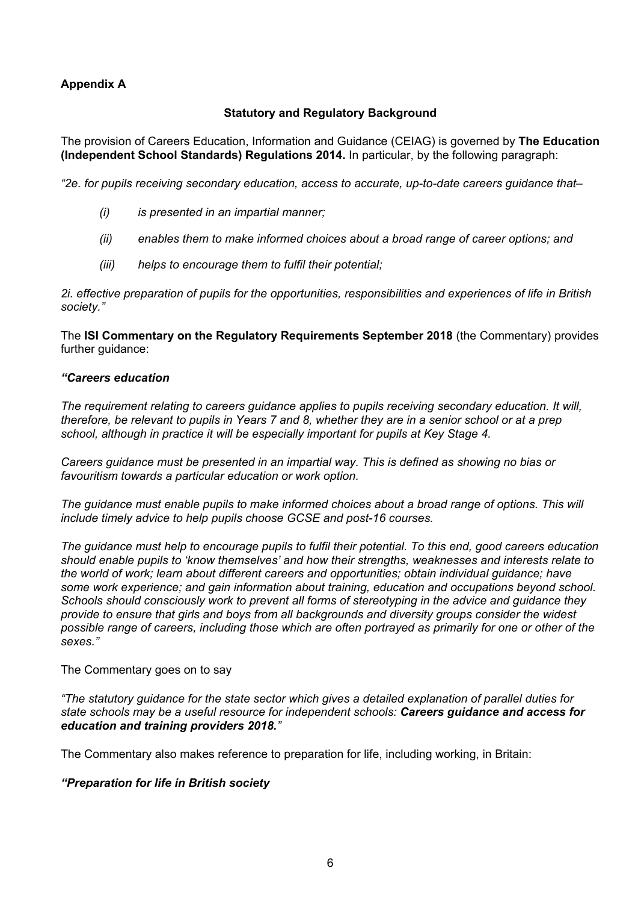## Appendix A

### Statutory and Regulatory Background

The provision of Careers Education, Information and Guidance (CEIAG) is governed by **The Education (Independent School Standards) Regulations 2014.** In particular, by the following paragraph:

*"2e. for pupils receiving secondary education, access to accurate, up-to-date careers guidance that–*

> *(i) is presented in an impartial manner;*
>
> *(ii) enables them to make informed choices about a broad range of career options; and*
>
> *(iii) helps to encourage them to fulfil their potential;*

*2i. effective preparation of pupils for the opportunities, responsibilities and experiences of life in British society."*

The **ISI Commentary on the Regulatory Requirements September 2018** (the Commentary) provides further guidance:

***"Careers education***

*The requirement relating to careers guidance applies to pupils receiving secondary education. It will, therefore, be relevant to pupils in Years 7 and 8, whether they are in a senior school or at a prep school, although in practice it will be especially important for pupils at Key Stage 4.*

*Careers guidance must be presented in an impartial way. This is defined as showing no bias or favouritism towards a particular education or work option.*

*The guidance must enable pupils to make informed choices about a broad range of options. This will include timely advice to help pupils choose GCSE and post-16 courses.*

*The guidance must help to encourage pupils to fulfil their potential. To this end, good careers education should enable pupils to 'know themselves' and how their strengths, weaknesses and interests relate to the world of work; learn about different careers and opportunities; obtain individual guidance; have some work experience; and gain information about training, education and occupations beyond school. Schools should consciously work to prevent all forms of stereotyping in the advice and guidance they provide to ensure that girls and boys from all backgrounds and diversity groups consider the widest possible range of careers, including those which are often portrayed as primarily for one or other of the sexes."*

The Commentary goes on to say

*"The statutory guidance for the state sector which gives a detailed explanation of parallel duties for state schools may be a useful resource for independent schools:* ***Careers guidance and access for education and training providers 2018.****"*

The Commentary also makes reference to preparation for life, including working, in Britain:

***"Preparation for life in British society***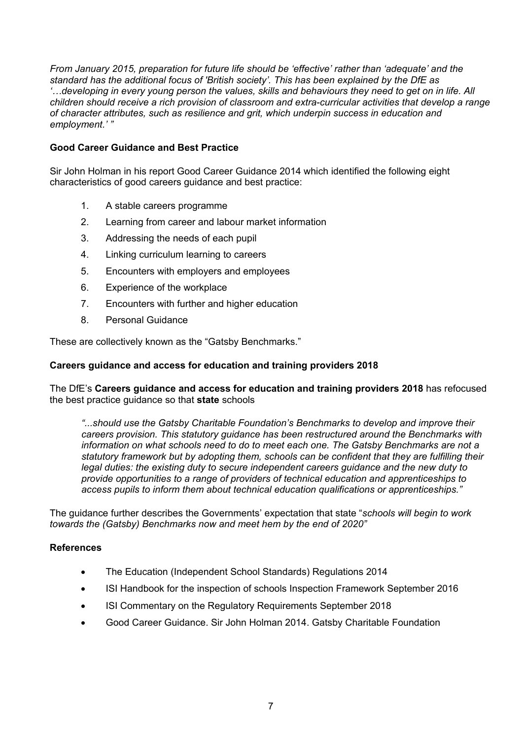*From January 2015, preparation for future life should be 'effective' rather than 'adequate' and the standard has the additional focus of 'British society'. This has been explained by the DfE as '…developing in every young person the values, skills and behaviours they need to get on in life. All children should receive a rich provision of classroom and extra-curricular activities that develop a range of character attributes, such as resilience and grit, which underpin success in education and employment.' "*

**Good Career Guidance and Best Practice**

Sir John Holman in his report Good Career Guidance 2014 which identified the following eight characteristics of good careers guidance and best practice:

1. A stable careers programme
2. Learning from career and labour market information
3. Addressing the needs of each pupil
4. Linking curriculum learning to careers
5. Encounters with employers and employees
6. Experience of the workplace
7. Encounters with further and higher education
8. Personal Guidance

These are collectively known as the "Gatsby Benchmarks."

**Careers guidance and access for education and training providers 2018**

The DfE's **Careers guidance and access for education and training providers 2018** has refocused the best practice guidance so that **state** schools

> *"...should use the Gatsby Charitable Foundation's Benchmarks to develop and improve their careers provision. This statutory guidance has been restructured around the Benchmarks with information on what schools need to do to meet each one. The Gatsby Benchmarks are not a statutory framework but by adopting them, schools can be confident that they are fulfilling their legal duties: the existing duty to secure independent careers guidance and the new duty to provide opportunities to a range of providers of technical education and apprenticeships to access pupils to inform them about technical education qualifications or apprenticeships."*

The guidance further describes the Governments' expectation that state "*schools will begin to work towards the (Gatsby) Benchmarks now and meet hem by the end of 2020"*

**References**

- The Education (Independent School Standards) Regulations 2014
- ISI Handbook for the inspection of schools Inspection Framework September 2016
- ISI Commentary on the Regulatory Requirements September 2018
- Good Career Guidance. Sir John Holman 2014. Gatsby Charitable Foundation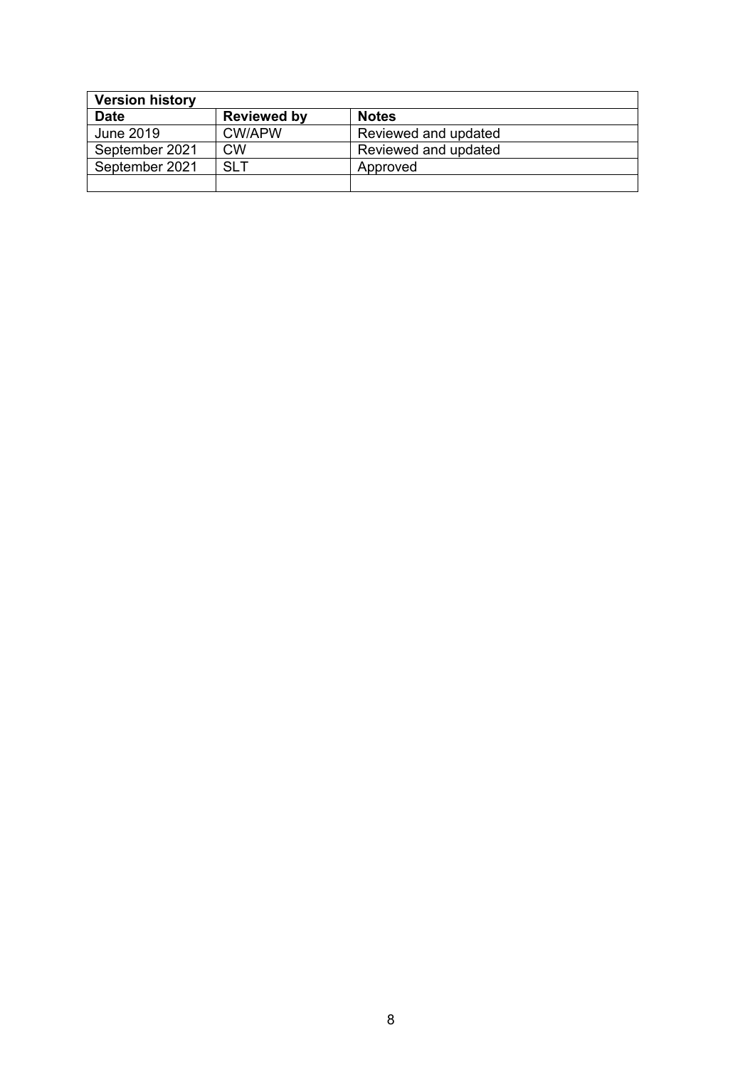| Version history | | |
|---|---|---|
| **Date** | **Reviewed by** | **Notes** |
| June 2019 | CW/APW | Reviewed and updated |
| September 2021 | CW | Reviewed and updated |
| September 2021 | SLT | Approved |
| | | |